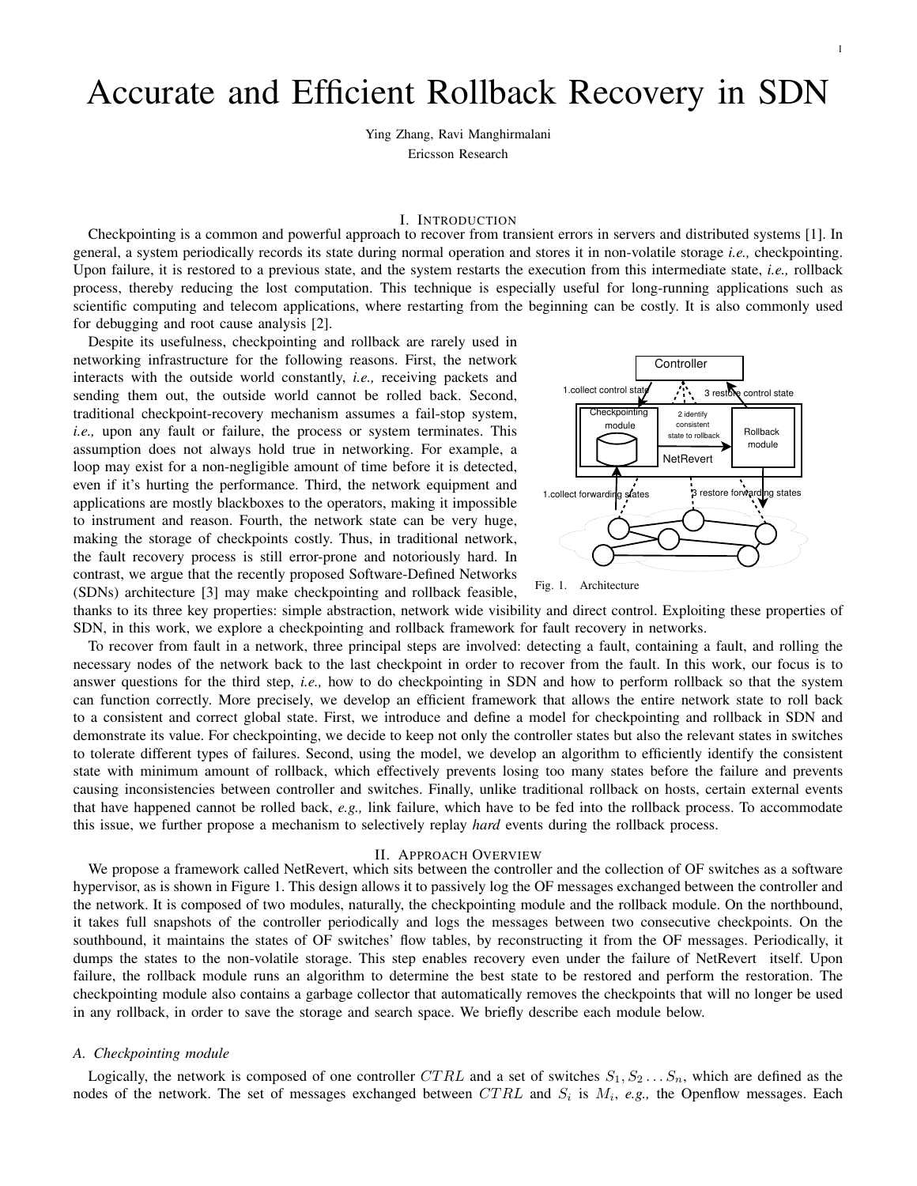# Accurate and Efficient Rollback Recovery in SDN

Ying Zhang, Ravi Manghirmalani
Ericsson Research

## I. Introduction

Checkpointing is a common and powerful approach to recover from transient errors in servers and distributed systems [1]. In general, a system periodically records its state during normal operation and stores it in non-volatile storage *i.e.,* checkpointing. Upon failure, it is restored to a previous state, and the system restarts the execution from this intermediate state, *i.e.,* rollback process, thereby reducing the lost computation. This technique is especially useful for long-running applications such as scientific computing and telecom applications, where restarting from the beginning can be costly. It is also commonly used for debugging and root cause analysis [2].

Despite its usefulness, checkpointing and rollback are rarely used in networking infrastructure for the following reasons. First, the network interacts with the outside world constantly, *i.e.,* receiving packets and sending them out, the outside world cannot be rolled back. Second, traditional checkpoint-recovery mechanism assumes a fail-stop system, *i.e.,* upon any fault or failure, the process or system terminates. This assumption does not always hold true in networking. For example, a loop may exist for a non-negligible amount of time before it is detected, even if it's hurting the performance. Third, the network equipment and applications are mostly blackboxes to the operators, making it impossible to instrument and reason. Fourth, the network state can be very huge, making the storage of checkpoints costly. Thus, in traditional network, the fault recovery process is still error-prone and notoriously hard. In contrast, we argue that the recently proposed Software-Defined Networks (SDNs) architecture [3] may make checkpointing and rollback feasible, thanks to its three key properties: simple abstraction, network wide visibility and direct control. Exploiting these properties of SDN, in this work, we explore a checkpointing and rollback framework for fault recovery in networks.

Fig. 1. Architecture

To recover from fault in a network, three principal steps are involved: detecting a fault, containing a fault, and rolling the necessary nodes of the network back to the last checkpoint in order to recover from the fault. In this work, our focus is to answer questions for the third step, *i.e.,* how to do checkpointing in SDN and how to perform rollback so that the system can function correctly. More precisely, we develop an efficient framework that allows the entire network state to roll back to a consistent and correct global state. First, we introduce and define a model for checkpointing and rollback in SDN and demonstrate its value. For checkpointing, we decide to keep not only the controller states but also the relevant states in switches to tolerate different types of failures. Second, using the model, we develop an algorithm to efficiently identify the consistent state with minimum amount of rollback, which effectively prevents losing too many states before the failure and prevents causing inconsistencies between controller and switches. Finally, unlike traditional rollback on hosts, certain external events that have happened cannot be rolled back, *e.g.,* link failure, which have to be fed into the rollback process. To accommodate this issue, we further propose a mechanism to selectively replay *hard* events during the rollback process.

## II. Approach Overview

We propose a framework called NetRevert, which sits between the controller and the collection of OF switches as a software hypervisor, as is shown in Figure 1. This design allows it to passively log the OF messages exchanged between the controller and the network. It is composed of two modules, naturally, the checkpointing module and the rollback module. On the northbound, it takes full snapshots of the controller periodically and logs the messages between two consecutive checkpoints. On the southbound, it maintains the states of OF switches' flow tables, by reconstructing it from the OF messages. Periodically, it dumps the states to the non-volatile storage. This step enables recovery even under the failure of NetRevert itself. Upon failure, the rollback module runs an algorithm to determine the best state to be restored and perform the restoration. The checkpointing module also contains a garbage collector that automatically removes the checkpoints that will no longer be used in any rollback, in order to save the storage and search space. We briefly describe each module below.

### A. Checkpointing module

Logically, the network is composed of one controller $CTRL$ and a set of switches $S_1, S_2 \ldots S_n$, which are defined as the nodes of the network. The set of messages exchanged between $CTRL$ and $S_i$ is $M_i$, *e.g.,* the Openflow messages. Each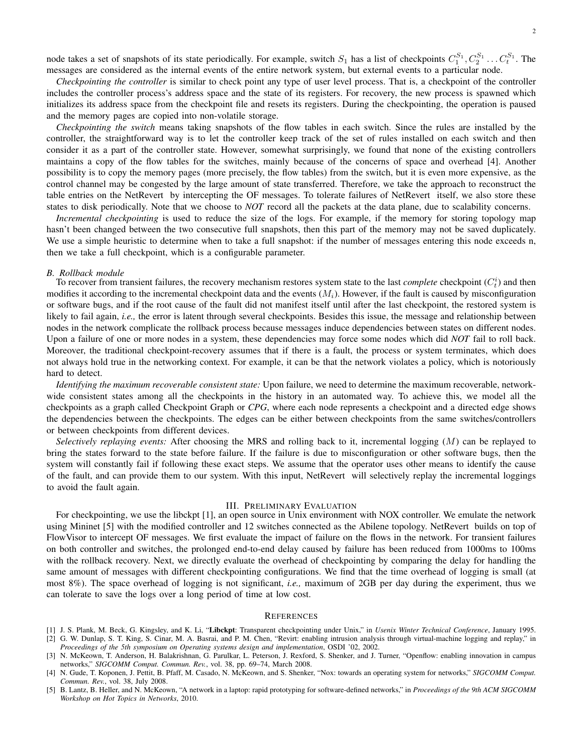node takes a set of snapshots of its state periodically. For example, switch $S_1$ has a list of checkpoints $C_1^{S_1}, C_2^{S_1} \ldots C_t^{S_1}$. The messages are considered as the internal events of the entire network system, but external events to a particular node.

*Checkpointing the controller* is similar to check point any type of user level process. That is, a checkpoint of the controller includes the controller process's address space and the state of its registers. For recovery, the new process is spawned which initializes its address space from the checkpoint file and resets its registers. During the checkpointing, the operation is paused and the memory pages are copied into non-volatile storage.

*Checkpointing the switch* means taking snapshots of the flow tables in each switch. Since the rules are installed by the controller, the straightforward way is to let the controller keep track of the set of rules installed on each switch and then consider it as a part of the controller state. However, somewhat surprisingly, we found that none of the existing controllers maintains a copy of the flow tables for the switches, mainly because of the concerns of space and overhead [4]. Another possibility is to copy the memory pages (more precisely, the flow tables) from the switch, but it is even more expensive, as the control channel may be congested by the large amount of state transferred. Therefore, we take the approach to reconstruct the table entries on the NetRevert by intercepting the OF messages. To tolerate failures of NetRevert itself, we also store these states to disk periodically. Note that we choose to *NOT* record all the packets at the data plane, due to scalability concerns.

*Incremental checkpointing* is used to reduce the size of the logs. For example, if the memory for storing topology map hasn't been changed between the two consecutive full snapshots, then this part of the memory may not be saved duplicately. We use a simple heuristic to determine when to take a full snapshot: if the number of messages entering this node exceeds n, then we take a full checkpoint, which is a configurable parameter.

### B. Rollback module

To recover from transient failures, the recovery mechanism restores system state to the last *complete* checkpoint ($C_t^i$) and then modifies it according to the incremental checkpoint data and the events ($M_i$). However, if the fault is caused by misconfiguration or software bugs, and if the root cause of the fault did not manifest itself until after the last checkpoint, the restored system is likely to fail again, *i.e.,* the error is latent through several checkpoints. Besides this issue, the message and relationship between nodes in the network complicate the rollback process because messages induce dependencies between states on different nodes. Upon a failure of one or more nodes in a system, these dependencies may force some nodes which did *NOT* fail to roll back. Moreover, the traditional checkpoint-recovery assumes that if there is a fault, the process or system terminates, which does not always hold true in the networking context. For example, it can be that the network violates a policy, which is notoriously hard to detect.

*Identifying the maximum recoverable consistent state:* Upon failure, we need to determine the maximum recoverable, network-wide consistent states among all the checkpoints in the history in an automated way. To achieve this, we model all the checkpoints as a graph called Checkpoint Graph or *CPG*, where each node represents a checkpoint and a directed edge shows the dependencies between the checkpoints. The edges can be either between checkpoints from the same switches/controllers or between checkpoints from different devices.

*Selectively replaying events:* After choosing the MRS and rolling back to it, incremental logging ($M$) can be replayed to bring the states forward to the state before failure. If the failure is due to misconfiguration or other software bugs, then the system will constantly fail if following these exact steps. We assume that the operator uses other means to identify the cause of the fault, and can provide them to our system. With this input, NetRevert will selectively replay the incremental loggings to avoid the fault again.

## III. Preliminary Evaluation

For checkpointing, we use the libckpt [1], an open source in Unix environment with NOX controller. We emulate the network using Mininet [5] with the modified controller and 12 switches connected as the Abilene topology. NetRevert builds on top of FlowVisor to intercept OF messages. We first evaluate the impact of failure on the flows in the network. For transient failures on both controller and switches, the prolonged end-to-end delay caused by failure has been reduced from 1000ms to 100ms with the rollback recovery. Next, we directly evaluate the overhead of checkpointing by comparing the delay for handling the same amount of messages with different checkpointing configurations. We find that the time overhead of logging is small (at most 8%). The space overhead of logging is not significant, *i.e.,* maximum of 2GB per day during the experiment, thus we can tolerate to save the logs over a long period of time at low cost.

## References

[1] J. S. Plank, M. Beck, G. Kingsley, and K. Li, "**Libckpt**: Transparent checkpointing under Unix," in *Usenix Winter Technical Conference*, January 1995.

[2] G. W. Dunlap, S. T. King, S. Cinar, M. A. Basrai, and P. M. Chen, "Revirt: enabling intrusion analysis through virtual-machine logging and replay," in *Proceedings of the 5th symposium on Operating systems design and implementation*, OSDI '02, 2002.

[3] N. McKeown, T. Anderson, H. Balakrishnan, G. Parulkar, L. Peterson, J. Rexford, S. Shenker, and J. Turner, "Openflow: enabling innovation in campus networks," *SIGCOMM Comput. Commun. Rev.*, vol. 38, pp. 69–74, March 2008.

[4] N. Gude, T. Koponen, J. Pettit, B. Pfaff, M. Casado, N. McKeown, and S. Shenker, "Nox: towards an operating system for networks," *SIGCOMM Comput. Commun. Rev.*, vol. 38, July 2008.

[5] B. Lantz, B. Heller, and N. McKeown, "A network in a laptop: rapid prototyping for software-defined networks," in *Proceedings of the 9th ACM SIGCOMM Workshop on Hot Topics in Networks*, 2010.